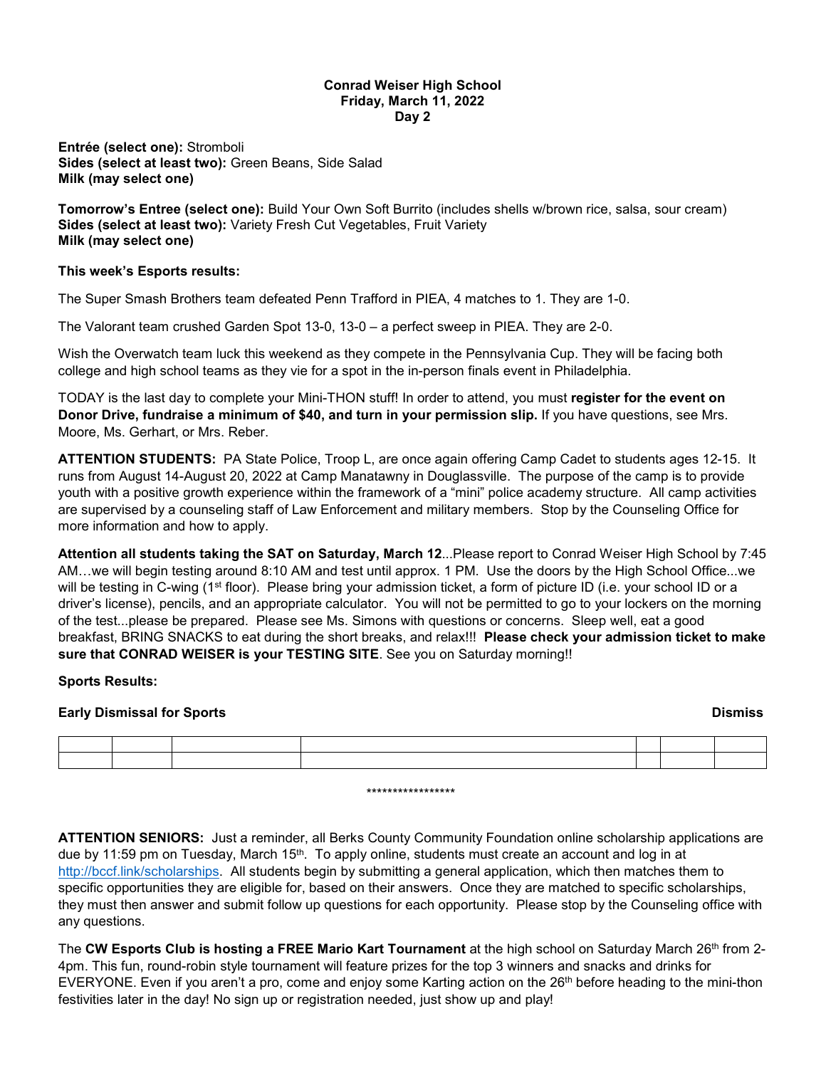**Conrad Weiser High School**
**Friday, March 11, 2022**
**Day 2**

**Entrée (select one):** Stromboli
**Sides (select at least two):** Green Beans, Side Salad
**Milk (may select one)**

**Tomorrow's Entree (select one):** Build Your Own Soft Burrito (includes shells w/brown rice, salsa, sour cream)
**Sides (select at least two):** Variety Fresh Cut Vegetables, Fruit Variety
**Milk (may select one)**

**This week's Esports results:**

The Super Smash Brothers team defeated Penn Trafford in PIEA, 4 matches to 1. They are 1-0.

The Valorant team crushed Garden Spot 13-0, 13-0 – a perfect sweep in PIEA. They are 2-0.

Wish the Overwatch team luck this weekend as they compete in the Pennsylvania Cup. They will be facing both college and high school teams as they vie for a spot in the in-person finals event in Philadelphia.

TODAY is the last day to complete your Mini-THON stuff! In order to attend, you must **register for the event on Donor Drive, fundraise a minimum of $40, and turn in your permission slip.** If you have questions, see Mrs. Moore, Ms. Gerhart, or Mrs. Reber.

**ATTENTION STUDENTS:** PA State Police, Troop L, are once again offering Camp Cadet to students ages 12-15. It runs from August 14-August 20, 2022 at Camp Manatawny in Douglassville. The purpose of the camp is to provide youth with a positive growth experience within the framework of a "mini" police academy structure. All camp activities are supervised by a counseling staff of Law Enforcement and military members. Stop by the Counseling Office for more information and how to apply.

**Attention all students taking the SAT on Saturday, March 12**...Please report to Conrad Weiser High School by 7:45 AM…we will begin testing around 8:10 AM and test until approx. 1 PM. Use the doors by the High School Office...we will be testing in C-wing (1st floor). Please bring your admission ticket, a form of picture ID (i.e. your school ID or a driver's license), pencils, and an appropriate calculator. You will not be permitted to go to your lockers on the morning of the test...please be prepared. Please see Ms. Simons with questions or concerns. Sleep well, eat a good breakfast, BRING SNACKS to eat during the short breaks, and relax!!! **Please check your admission ticket to make sure that CONRAD WEISER is your TESTING SITE**. See you on Saturday morning!!

**Sports Results:**

**Early Dismissal for Sports** **Dismiss**

| | | | | | | |
|---|---|---|---|---|---|---|
| | | | | | | |
| | | | | | | |

*****************

**ATTENTION SENIORS:** Just a reminder, all Berks County Community Foundation online scholarship applications are due by 11:59 pm on Tuesday, March 15th. To apply online, students must create an account and log in at http://bccf.link/scholarships. All students begin by submitting a general application, which then matches them to specific opportunities they are eligible for, based on their answers. Once they are matched to specific scholarships, they must then answer and submit follow up questions for each opportunity. Please stop by the Counseling office with any questions.

The **CW Esports Club is hosting a FREE Mario Kart Tournament** at the high school on Saturday March 26th from 2-4pm. This fun, round-robin style tournament will feature prizes for the top 3 winners and snacks and drinks for EVERYONE. Even if you aren't a pro, come and enjoy some Karting action on the 26th before heading to the mini-thon festivities later in the day! No sign up or registration needed, just show up and play!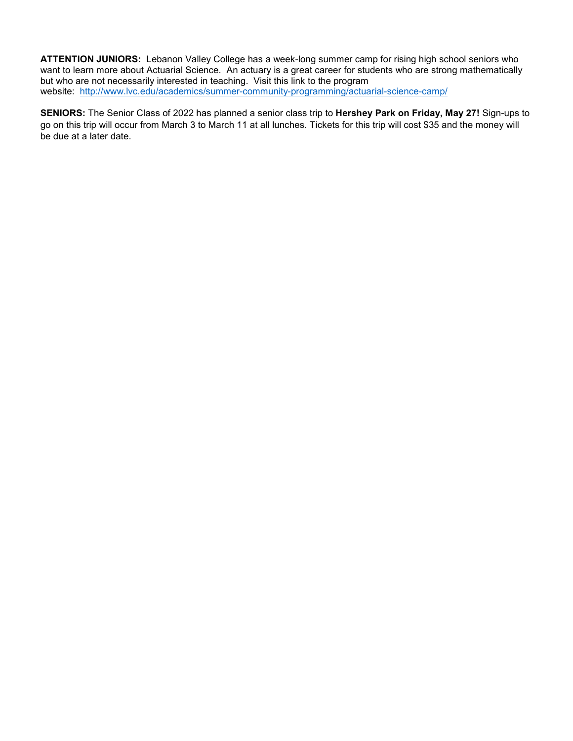**ATTENTION JUNIORS:** Lebanon Valley College has a week-long summer camp for rising high school seniors who want to learn more about Actuarial Science. An actuary is a great career for students who are strong mathematically but who are not necessarily interested in teaching. Visit this link to the program website: http://www.lvc.edu/academics/summer-community-programming/actuarial-science-camp/

**SENIORS:** The Senior Class of 2022 has planned a senior class trip to **Hershey Park on Friday, May 27!** Sign-ups to go on this trip will occur from March 3 to March 11 at all lunches. Tickets for this trip will cost $35 and the money will be due at a later date.